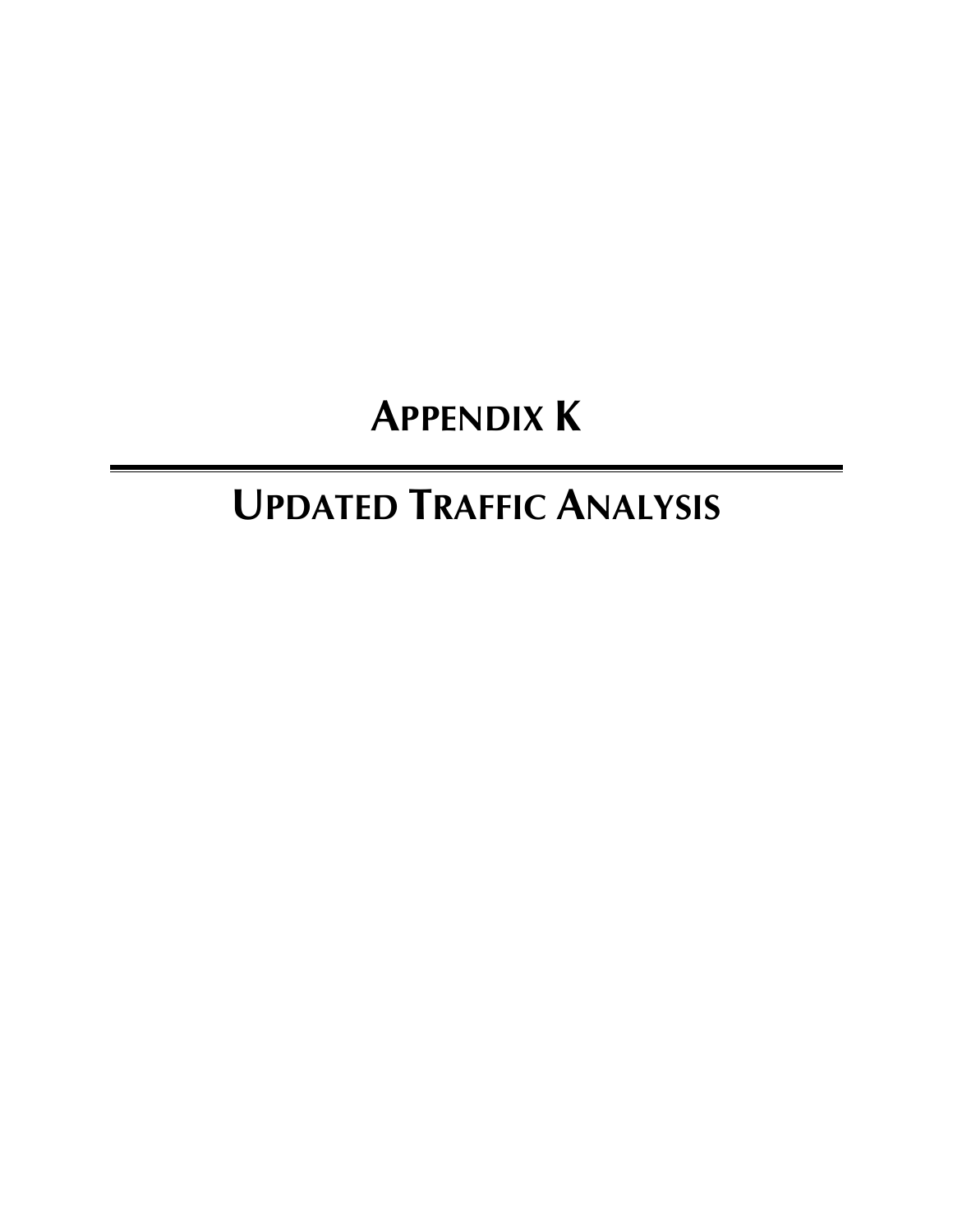# APPENDIX K

---

# UPDATED TRAFFIC ANALYSIS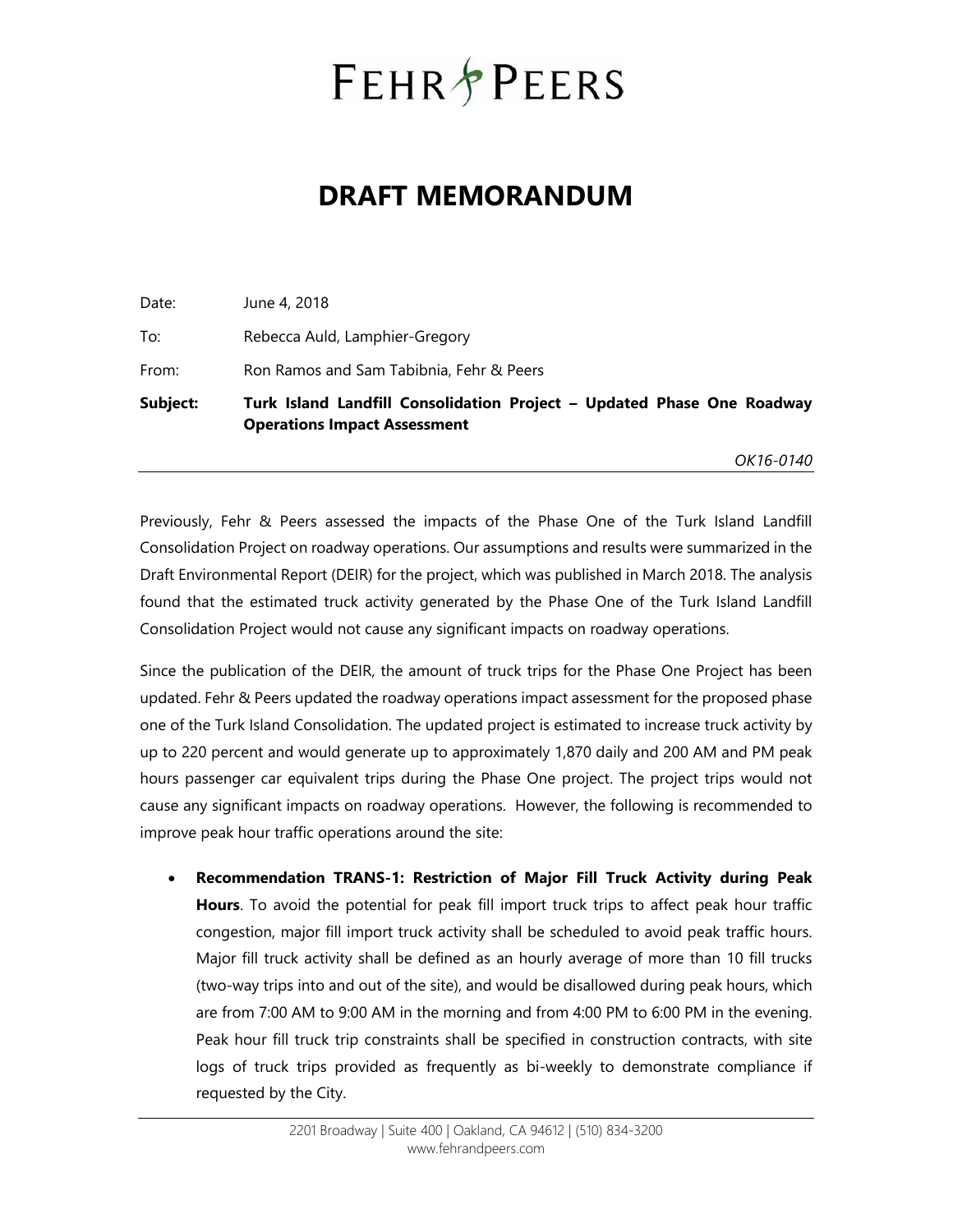# FEHR PEERS

# DRAFT MEMORANDUM

Date: June 4, 2018

To: Rebecca Auld, Lamphier-Gregory

From: Ron Ramos and Sam Tabibnia, Fehr & Peers

**Subject: Turk Island Landfill Consolidation Project – Updated Phase One Roadway Operations Impact Assessment**

*OK16-0140*

---

Previously, Fehr & Peers assessed the impacts of the Phase One of the Turk Island Landfill Consolidation Project on roadway operations. Our assumptions and results were summarized in the Draft Environmental Report (DEIR) for the project, which was published in March 2018. The analysis found that the estimated truck activity generated by the Phase One of the Turk Island Landfill Consolidation Project would not cause any significant impacts on roadway operations.

Since the publication of the DEIR, the amount of truck trips for the Phase One Project has been updated. Fehr & Peers updated the roadway operations impact assessment for the proposed phase one of the Turk Island Consolidation. The updated project is estimated to increase truck activity by up to 220 percent and would generate up to approximately 1,870 daily and 200 AM and PM peak hours passenger car equivalent trips during the Phase One project. The project trips would not cause any significant impacts on roadway operations. However, the following is recommended to improve peak hour traffic operations around the site:

- **Recommendation TRANS-1: Restriction of Major Fill Truck Activity during Peak Hours**. To avoid the potential for peak fill import truck trips to affect peak hour traffic congestion, major fill import truck activity shall be scheduled to avoid peak traffic hours. Major fill truck activity shall be defined as an hourly average of more than 10 fill trucks (two-way trips into and out of the site), and would be disallowed during peak hours, which are from 7:00 AM to 9:00 AM in the morning and from 4:00 PM to 6:00 PM in the evening. Peak hour fill truck trip constraints shall be specified in construction contracts, with site logs of truck trips provided as frequently as bi-weekly to demonstrate compliance if requested by the City.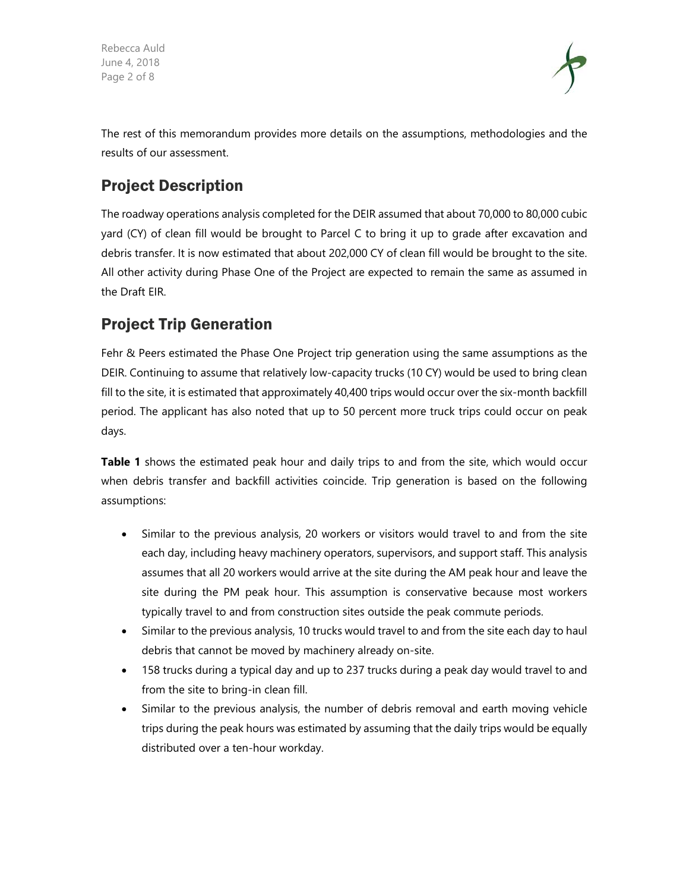The rest of this memorandum provides more details on the assumptions, methodologies and the results of our assessment.

## Project Description

The roadway operations analysis completed for the DEIR assumed that about 70,000 to 80,000 cubic yard (CY) of clean fill would be brought to Parcel C to bring it up to grade after excavation and debris transfer. It is now estimated that about 202,000 CY of clean fill would be brought to the site. All other activity during Phase One of the Project are expected to remain the same as assumed in the Draft EIR.

## Project Trip Generation

Fehr & Peers estimated the Phase One Project trip generation using the same assumptions as the DEIR. Continuing to assume that relatively low-capacity trucks (10 CY) would be used to bring clean fill to the site, it is estimated that approximately 40,400 trips would occur over the six-month backfill period. The applicant has also noted that up to 50 percent more truck trips could occur on peak days.

**Table 1** shows the estimated peak hour and daily trips to and from the site, which would occur when debris transfer and backfill activities coincide. Trip generation is based on the following assumptions:

- Similar to the previous analysis, 20 workers or visitors would travel to and from the site each day, including heavy machinery operators, supervisors, and support staff. This analysis assumes that all 20 workers would arrive at the site during the AM peak hour and leave the site during the PM peak hour. This assumption is conservative because most workers typically travel to and from construction sites outside the peak commute periods.
- Similar to the previous analysis, 10 trucks would travel to and from the site each day to haul debris that cannot be moved by machinery already on-site.
- 158 trucks during a typical day and up to 237 trucks during a peak day would travel to and from the site to bring-in clean fill.
- Similar to the previous analysis, the number of debris removal and earth moving vehicle trips during the peak hours was estimated by assuming that the daily trips would be equally distributed over a ten-hour workday.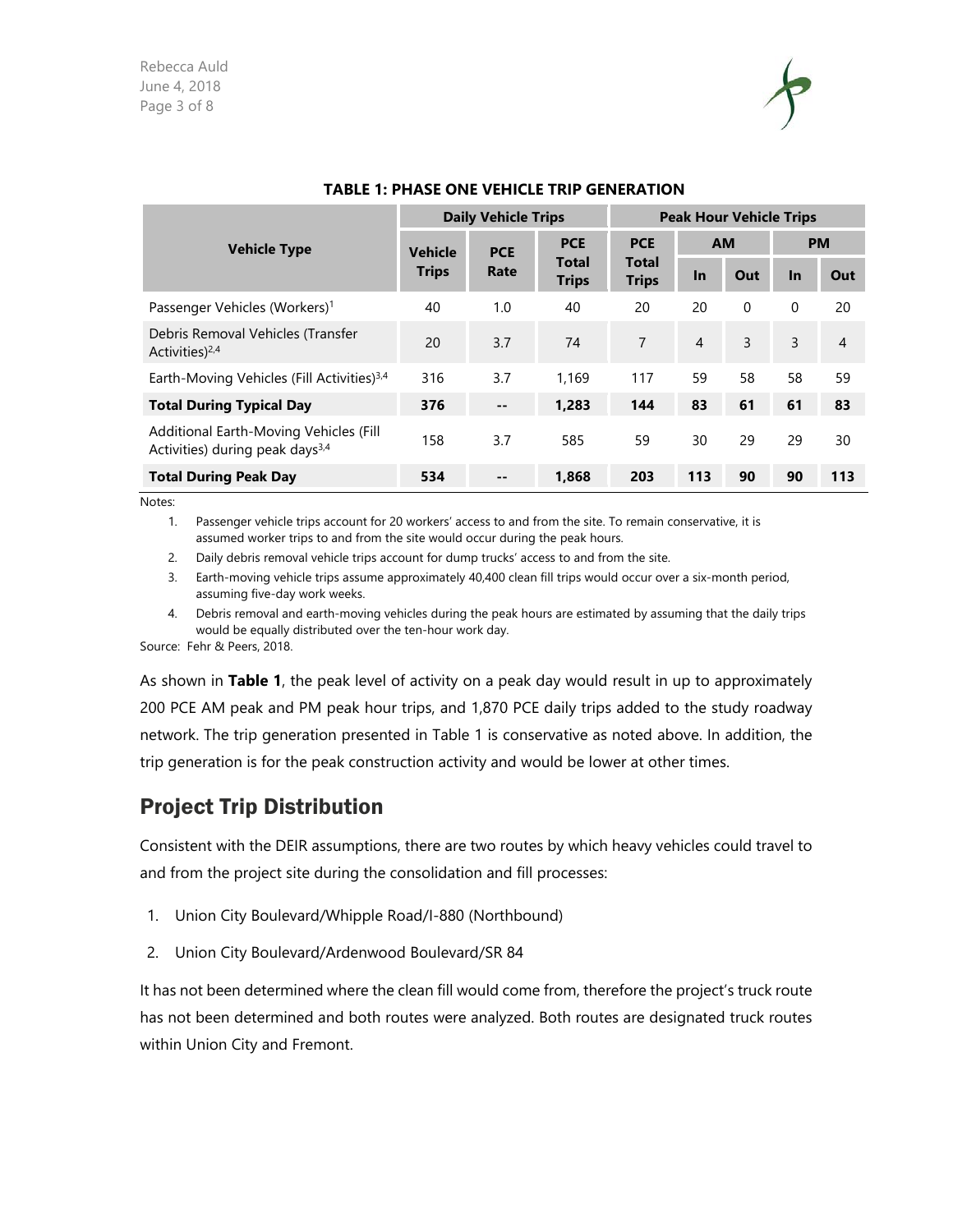**TABLE 1: PHASE ONE VEHICLE TRIP GENERATION**

| Vehicle Type | Daily Vehicle Trips | | | Peak Hour Vehicle Trips | | | | |
|---|---|---|---|---|---|---|---|---|
| | Vehicle Trips | PCE Rate | PCE Total Trips | PCE Total Trips | AM | | PM | |
| | | | | | In | Out | In | Out |
| Passenger Vehicles (Workers)[1] | 40 | 1.0 | 40 | 20 | 20 | 0 | 0 | 20 |
| Debris Removal Vehicles (Transfer Activities)[2,4] | 20 | 3.7 | 74 | 7 | 4 | 3 | 3 | 4 |
| Earth-Moving Vehicles (Fill Activities)[3,4] | 316 | 3.7 | 1,169 | 117 | 59 | 58 | 58 | 59 |
| **Total During Typical Day** | **376** | **--** | **1,283** | **144** | **83** | **61** | **61** | **83** |
| Additional Earth-Moving Vehicles (Fill Activities) during peak days[3,4] | 158 | 3.7 | 585 | 59 | 30 | 29 | 29 | 30 |
| **Total During Peak Day** | **534** | **--** | **1,868** | **203** | **113** | **90** | **90** | **113** |

Notes:

1. Passenger vehicle trips account for 20 workers' access to and from the site. To remain conservative, it is assumed worker trips to and from the site would occur during the peak hours.
2. Daily debris removal vehicle trips account for dump trucks' access to and from the site.
3. Earth-moving vehicle trips assume approximately 40,400 clean fill trips would occur over a six-month period, assuming five-day work weeks.
4. Debris removal and earth-moving vehicles during the peak hours are estimated by assuming that the daily trips would be equally distributed over the ten-hour work day.

Source: Fehr & Peers, 2018.

As shown in **Table 1**, the peak level of activity on a peak day would result in up to approximately 200 PCE AM peak and PM peak hour trips, and 1,870 PCE daily trips added to the study roadway network. The trip generation presented in Table 1 is conservative as noted above. In addition, the trip generation is for the peak construction activity and would be lower at other times.

## Project Trip Distribution

Consistent with the DEIR assumptions, there are two routes by which heavy vehicles could travel to and from the project site during the consolidation and fill processes:

1. Union City Boulevard/Whipple Road/I-880 (Northbound)
2. Union City Boulevard/Ardenwood Boulevard/SR 84

It has not been determined where the clean fill would come from, therefore the project's truck route has not been determined and both routes were analyzed. Both routes are designated truck routes within Union City and Fremont.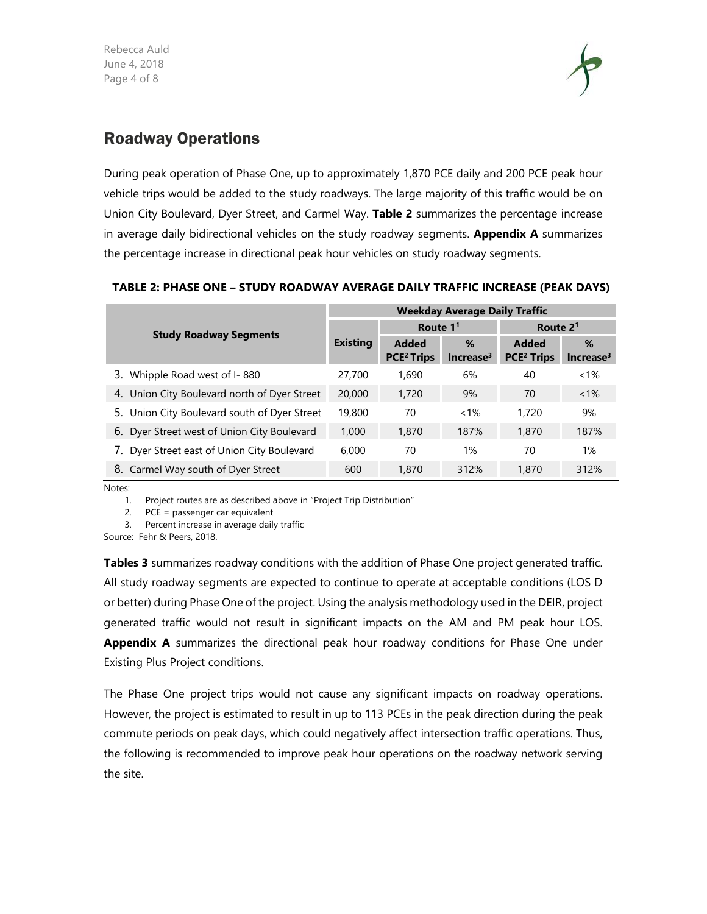## Roadway Operations

During peak operation of Phase One, up to approximately 1,870 PCE daily and 200 PCE peak hour vehicle trips would be added to the study roadways. The large majority of this traffic would be on Union City Boulevard, Dyer Street, and Carmel Way. **Table 2** summarizes the percentage increase in average daily bidirectional vehicles on the study roadway segments. **Appendix A** summarizes the percentage increase in directional peak hour vehicles on study roadway segments.

**TABLE 2: PHASE ONE – STUDY ROADWAY AVERAGE DAILY TRAFFIC INCREASE (PEAK DAYS)**

| Study Roadway Segments | Weekday Average Daily Traffic | | | | |
|---|---|---|---|---|---|
| | Existing | Route 1[1] | | Route 2[1] | |
| | | Added PCE[2] Trips | % Increase[3] | Added PCE[2] Trips | % Increase[3] |
| 3. Whipple Road west of I- 880 | 27,700 | 1,690 | 6% | 40 | <1% |
| 4. Union City Boulevard north of Dyer Street | 20,000 | 1,720 | 9% | 70 | <1% |
| 5. Union City Boulevard south of Dyer Street | 19,800 | 70 | <1% | 1,720 | 9% |
| 6. Dyer Street west of Union City Boulevard | 1,000 | 1,870 | 187% | 1,870 | 187% |
| 7. Dyer Street east of Union City Boulevard | 6,000 | 70 | 1% | 70 | 1% |
| 8. Carmel Way south of Dyer Street | 600 | 1,870 | 312% | 1,870 | 312% |

Notes:

1. Project routes are as described above in "Project Trip Distribution"
2. PCE = passenger car equivalent
3. Percent increase in average daily traffic

Source: Fehr & Peers, 2018.

**Tables 3** summarizes roadway conditions with the addition of Phase One project generated traffic. All study roadway segments are expected to continue to operate at acceptable conditions (LOS D or better) during Phase One of the project. Using the analysis methodology used in the DEIR, project generated traffic would not result in significant impacts on the AM and PM peak hour LOS. **Appendix A** summarizes the directional peak hour roadway conditions for Phase One under Existing Plus Project conditions.

The Phase One project trips would not cause any significant impacts on roadway operations. However, the project is estimated to result in up to 113 PCEs in the peak direction during the peak commute periods on peak days, which could negatively affect intersection traffic operations. Thus, the following is recommended to improve peak hour operations on the roadway network serving the site.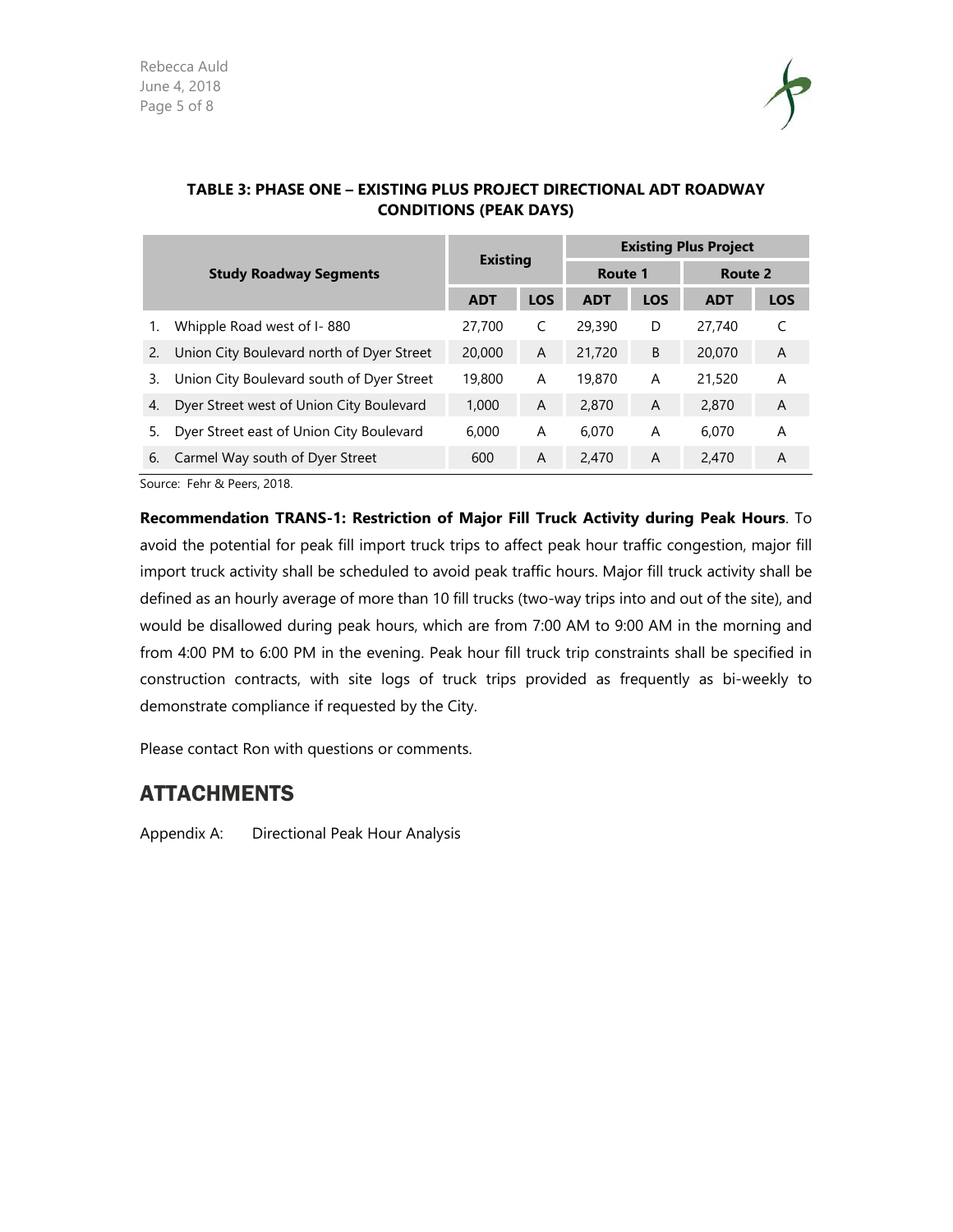**TABLE 3: PHASE ONE – EXISTING PLUS PROJECT DIRECTIONAL ADT ROADWAY CONDITIONS (PEAK DAYS)**

| Study Roadway Segments | Existing | | Existing Plus Project | | | |
|---|---|---|---|---|---|---|
| | | | Route 1 | | Route 2 | |
| | ADT | LOS | ADT | LOS | ADT | LOS |
| 1. Whipple Road west of I- 880 | 27,700 | C | 29,390 | D | 27,740 | C |
| 2. Union City Boulevard north of Dyer Street | 20,000 | A | 21,720 | B | 20,070 | A |
| 3. Union City Boulevard south of Dyer Street | 19,800 | A | 19,870 | A | 21,520 | A |
| 4. Dyer Street west of Union City Boulevard | 1,000 | A | 2,870 | A | 2,870 | A |
| 5. Dyer Street east of Union City Boulevard | 6,000 | A | 6,070 | A | 6,070 | A |
| 6. Carmel Way south of Dyer Street | 600 | A | 2,470 | A | 2,470 | A |

Source: Fehr & Peers, 2018.

**Recommendation TRANS-1: Restriction of Major Fill Truck Activity during Peak Hours**. To avoid the potential for peak fill import truck trips to affect peak hour traffic congestion, major fill import truck activity shall be scheduled to avoid peak traffic hours. Major fill truck activity shall be defined as an hourly average of more than 10 fill trucks (two-way trips into and out of the site), and would be disallowed during peak hours, which are from 7:00 AM to 9:00 AM in the morning and from 4:00 PM to 6:00 PM in the evening. Peak hour fill truck trip constraints shall be specified in construction contracts, with site logs of truck trips provided as frequently as bi-weekly to demonstrate compliance if requested by the City.

Please contact Ron with questions or comments.

## ATTACHMENTS

Appendix A: Directional Peak Hour Analysis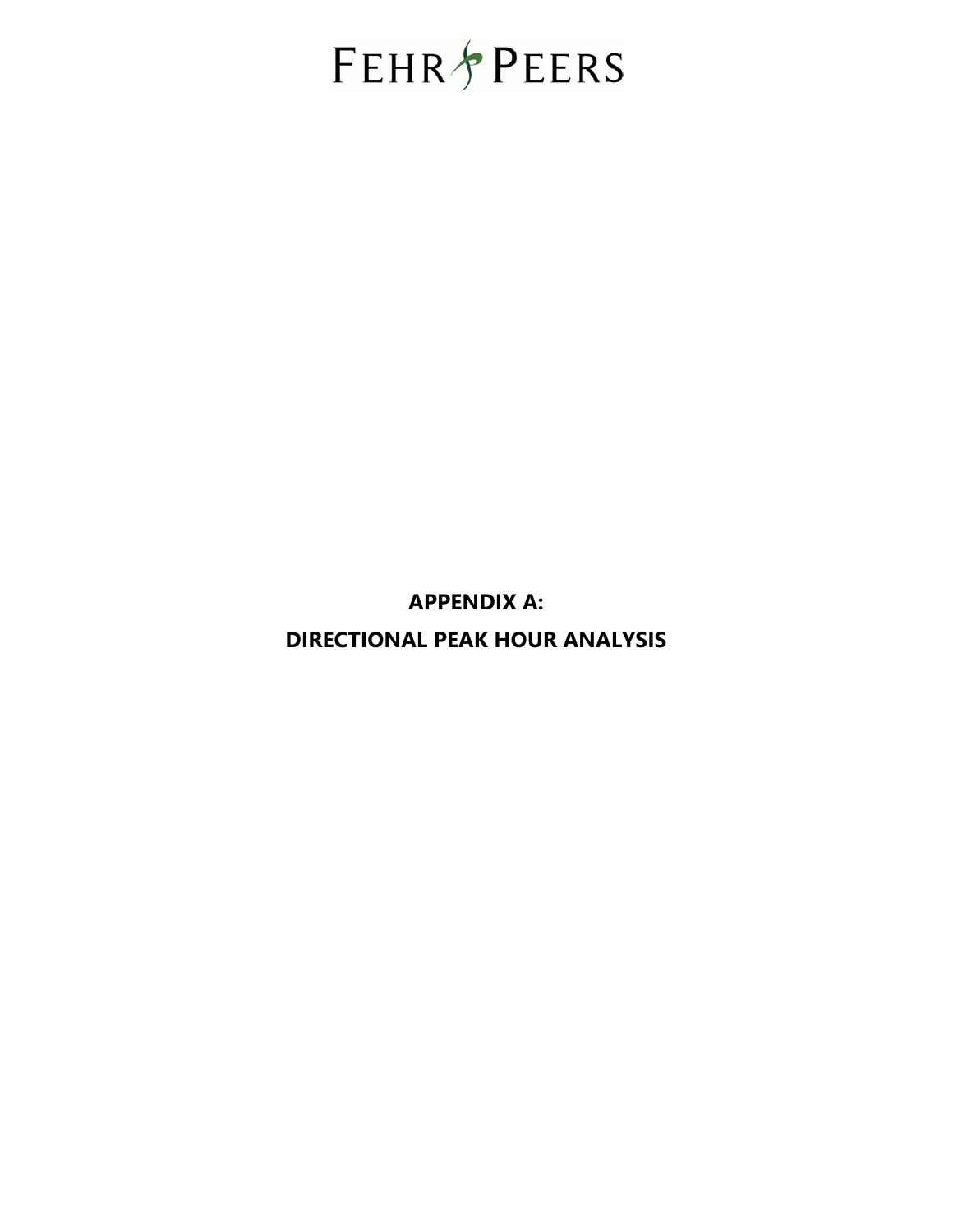FEHR PEERS

**APPENDIX A:**

**DIRECTIONAL PEAK HOUR ANALYSIS**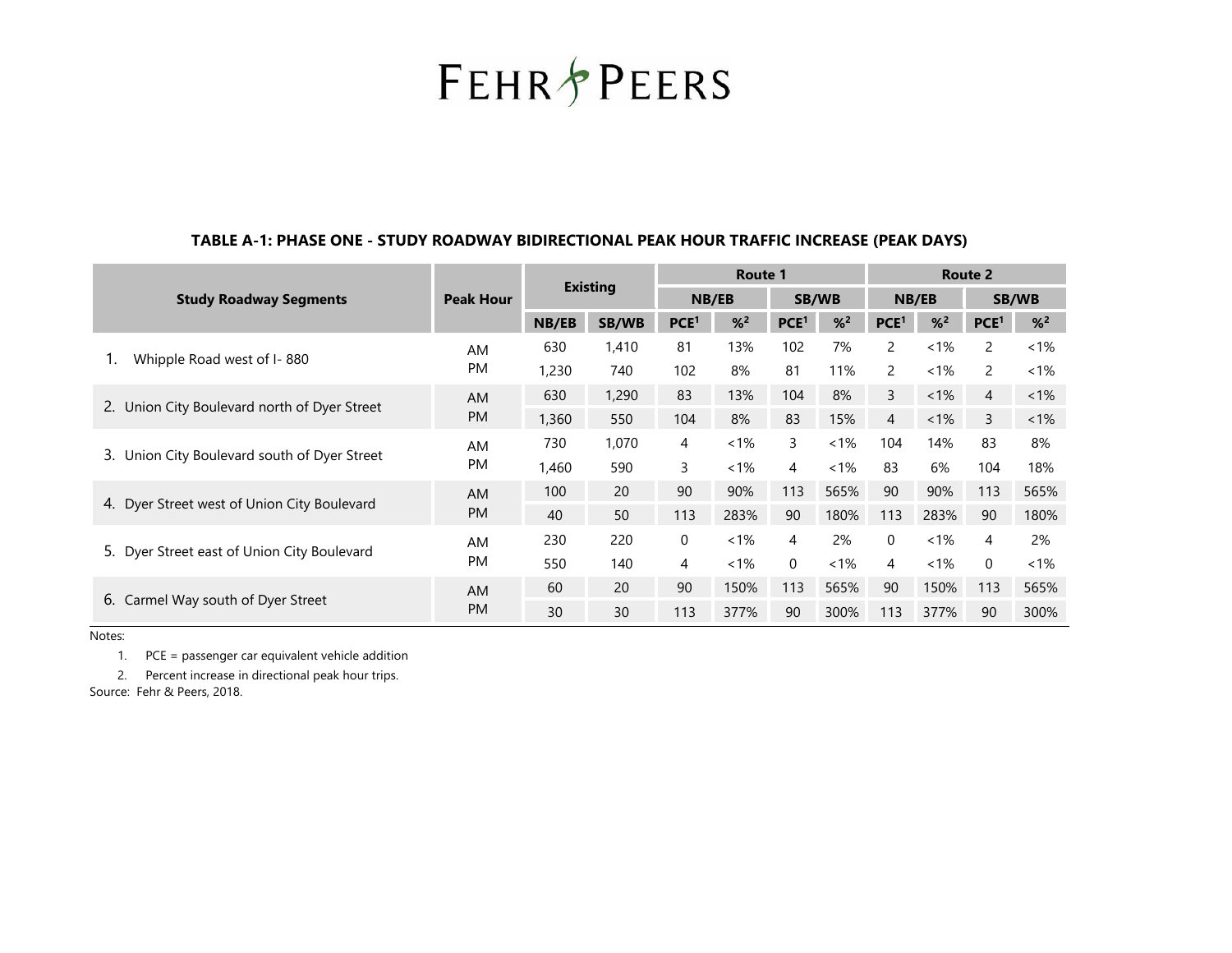FEHR PEERS

**TABLE A-1: PHASE ONE - STUDY ROADWAY BIDIRECTIONAL PEAK HOUR TRAFFIC INCREASE (PEAK DAYS)**

| Study Roadway Segments | Peak Hour | Existing | | Route 1 | | | | Route 2 | | | |
|---|---|---|---|---|---|---|---|---|---|---|---|
| | | | | NB/EB | | SB/WB | | NB/EB | | SB/WB | |
| | | NB/EB | SB/WB | PCE[1] | %[2] | PCE[1] | %[2] | PCE[1] | %[2] | PCE[1] | %[2] |
| 1. Whipple Road west of I- 880 | AM | 630 | 1,410 | 81 | 13% | 102 | 7% | 2 | <1% | 2 | <1% |
| | PM | 1,230 | 740 | 102 | 8% | 81 | 11% | 2 | <1% | 2 | <1% |
| 2. Union City Boulevard north of Dyer Street | AM | 630 | 1,290 | 83 | 13% | 104 | 8% | 3 | <1% | 4 | <1% |
| | PM | 1,360 | 550 | 104 | 8% | 83 | 15% | 4 | <1% | 3 | <1% |
| 3. Union City Boulevard south of Dyer Street | AM | 730 | 1,070 | 4 | <1% | 3 | <1% | 104 | 14% | 83 | 8% |
| | PM | 1,460 | 590 | 3 | <1% | 4 | <1% | 83 | 6% | 104 | 18% |
| 4. Dyer Street west of Union City Boulevard | AM | 100 | 20 | 90 | 90% | 113 | 565% | 90 | 90% | 113 | 565% |
| | PM | 40 | 50 | 113 | 283% | 90 | 180% | 113 | 283% | 90 | 180% |
| 5. Dyer Street east of Union City Boulevard | AM | 230 | 220 | 0 | <1% | 4 | 2% | 0 | <1% | 4 | 2% |
| | PM | 550 | 140 | 4 | <1% | 0 | <1% | 4 | <1% | 0 | <1% |
| 6. Carmel Way south of Dyer Street | AM | 60 | 20 | 90 | 150% | 113 | 565% | 90 | 150% | 113 | 565% |
| | PM | 30 | 30 | 113 | 377% | 90 | 300% | 113 | 377% | 90 | 300% |

Notes:

1. PCE = passenger car equivalent vehicle addition
2. Percent increase in directional peak hour trips.

Source: Fehr & Peers, 2018.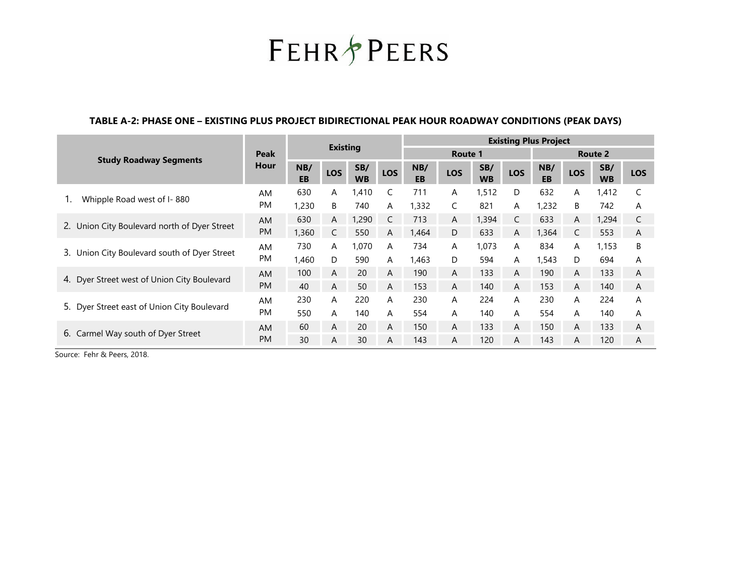FEHR & PEERS

**TABLE A-2: PHASE ONE – EXISTING PLUS PROJECT BIDIRECTIONAL PEAK HOUR ROADWAY CONDITIONS (PEAK DAYS)**

| Study Roadway Segments | Peak Hour | Existing | | | | Existing Plus Project | | | | | | | |
|---|---|---|---|---|---|---|---|---|---|---|---|---|---|
| | | | | | | Route 1 | | | | Route 2 | | | |
| | | NB/ EB | LOS | SB/ WB | LOS | NB/ EB | LOS | SB/ WB | LOS | NB/ EB | LOS | SB/ WB | LOS |
| 1. Whipple Road west of I- 880 | AM | 630 | A | 1,410 | C | 711 | A | 1,512 | D | 632 | A | 1,412 | C |
| | PM | 1,230 | B | 740 | A | 1,332 | C | 821 | A | 1,232 | B | 742 | A |
| 2. Union City Boulevard north of Dyer Street | AM | 630 | A | 1,290 | C | 713 | A | 1,394 | C | 633 | A | 1,294 | C |
| | PM | 1,360 | C | 550 | A | 1,464 | D | 633 | A | 1,364 | C | 553 | A |
| 3. Union City Boulevard south of Dyer Street | AM | 730 | A | 1,070 | A | 734 | A | 1,073 | A | 834 | A | 1,153 | B |
| | PM | 1,460 | D | 590 | A | 1,463 | D | 594 | A | 1,543 | D | 694 | A |
| 4. Dyer Street west of Union City Boulevard | AM | 100 | A | 20 | A | 190 | A | 133 | A | 190 | A | 133 | A |
| | PM | 40 | A | 50 | A | 153 | A | 140 | A | 153 | A | 140 | A |
| 5. Dyer Street east of Union City Boulevard | AM | 230 | A | 220 | A | 230 | A | 224 | A | 230 | A | 224 | A |
| | PM | 550 | A | 140 | A | 554 | A | 140 | A | 554 | A | 140 | A |
| 6. Carmel Way south of Dyer Street | AM | 60 | A | 20 | A | 150 | A | 133 | A | 150 | A | 133 | A |
| | PM | 30 | A | 30 | A | 143 | A | 120 | A | 143 | A | 120 | A |

Source: Fehr & Peers, 2018.